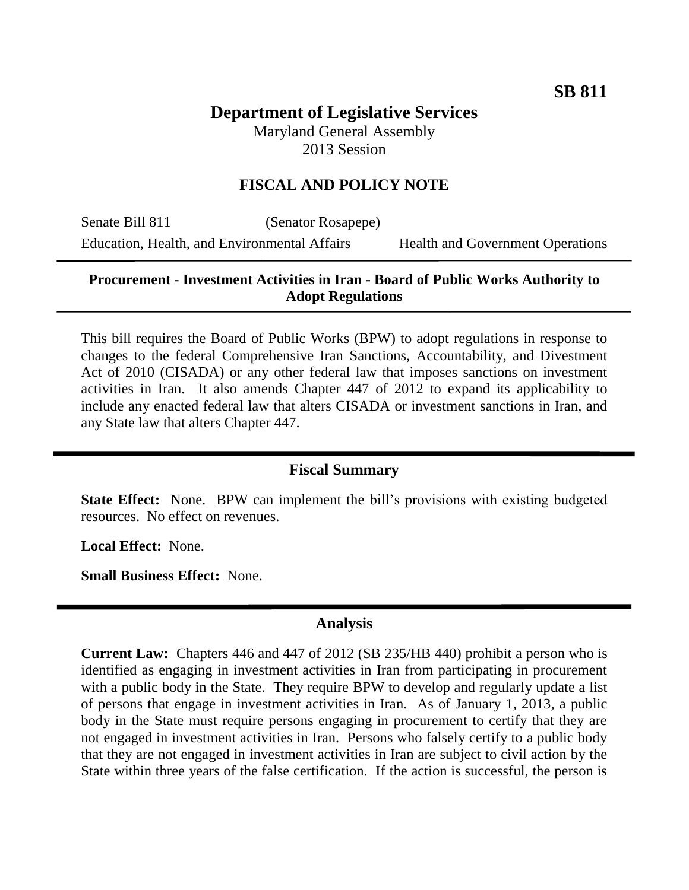**SB 811**

# Department of Legislative Services

Maryland General Assembly
2013 Session

## FISCAL AND POLICY NOTE

Senate Bill 811 (Senator Rosapepe)
Education, Health, and Environmental Affairs Health and Government Operations

**Procurement - Investment Activities in Iran - Board of Public Works Authority to Adopt Regulations**

This bill requires the Board of Public Works (BPW) to adopt regulations in response to changes to the federal Comprehensive Iran Sanctions, Accountability, and Divestment Act of 2010 (CISADA) or any other federal law that imposes sanctions on investment activities in Iran. It also amends Chapter 447 of 2012 to expand its applicability to include any enacted federal law that alters CISADA or investment sanctions in Iran, and any State law that alters Chapter 447.

## Fiscal Summary

**State Effect:** None. BPW can implement the bill's provisions with existing budgeted resources. No effect on revenues.

**Local Effect:** None.

**Small Business Effect:** None.

## Analysis

**Current Law:** Chapters 446 and 447 of 2012 (SB 235/HB 440) prohibit a person who is identified as engaging in investment activities in Iran from participating in procurement with a public body in the State. They require BPW to develop and regularly update a list of persons that engage in investment activities in Iran. As of January 1, 2013, a public body in the State must require persons engaging in procurement to certify that they are not engaged in investment activities in Iran. Persons who falsely certify to a public body that they are not engaged in investment activities in Iran are subject to civil action by the State within three years of the false certification. If the action is successful, the person is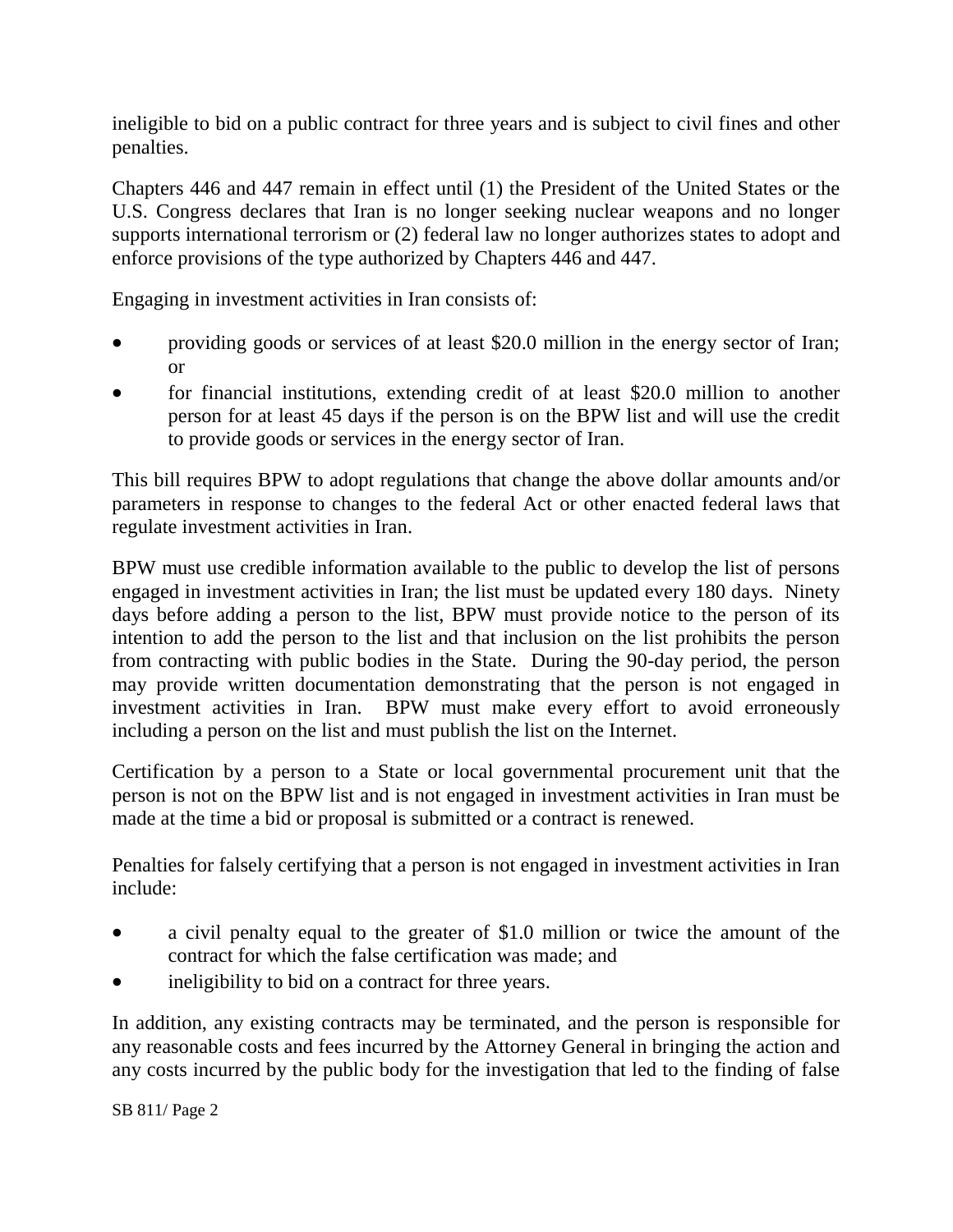ineligible to bid on a public contract for three years and is subject to civil fines and other penalties.

Chapters 446 and 447 remain in effect until (1) the President of the United States or the U.S. Congress declares that Iran is no longer seeking nuclear weapons and no longer supports international terrorism or (2) federal law no longer authorizes states to adopt and enforce provisions of the type authorized by Chapters 446 and 447.

Engaging in investment activities in Iran consists of:

- providing goods or services of at least $20.0 million in the energy sector of Iran; or
- for financial institutions, extending credit of at least $20.0 million to another person for at least 45 days if the person is on the BPW list and will use the credit to provide goods or services in the energy sector of Iran.

This bill requires BPW to adopt regulations that change the above dollar amounts and/or parameters in response to changes to the federal Act or other enacted federal laws that regulate investment activities in Iran.

BPW must use credible information available to the public to develop the list of persons engaged in investment activities in Iran; the list must be updated every 180 days. Ninety days before adding a person to the list, BPW must provide notice to the person of its intention to add the person to the list and that inclusion on the list prohibits the person from contracting with public bodies in the State. During the 90-day period, the person may provide written documentation demonstrating that the person is not engaged in investment activities in Iran. BPW must make every effort to avoid erroneously including a person on the list and must publish the list on the Internet.

Certification by a person to a State or local governmental procurement unit that the person is not on the BPW list and is not engaged in investment activities in Iran must be made at the time a bid or proposal is submitted or a contract is renewed.

Penalties for falsely certifying that a person is not engaged in investment activities in Iran include:

- a civil penalty equal to the greater of $1.0 million or twice the amount of the contract for which the false certification was made; and
- ineligibility to bid on a contract for three years.

In addition, any existing contracts may be terminated, and the person is responsible for any reasonable costs and fees incurred by the Attorney General in bringing the action and any costs incurred by the public body for the investigation that led to the finding of false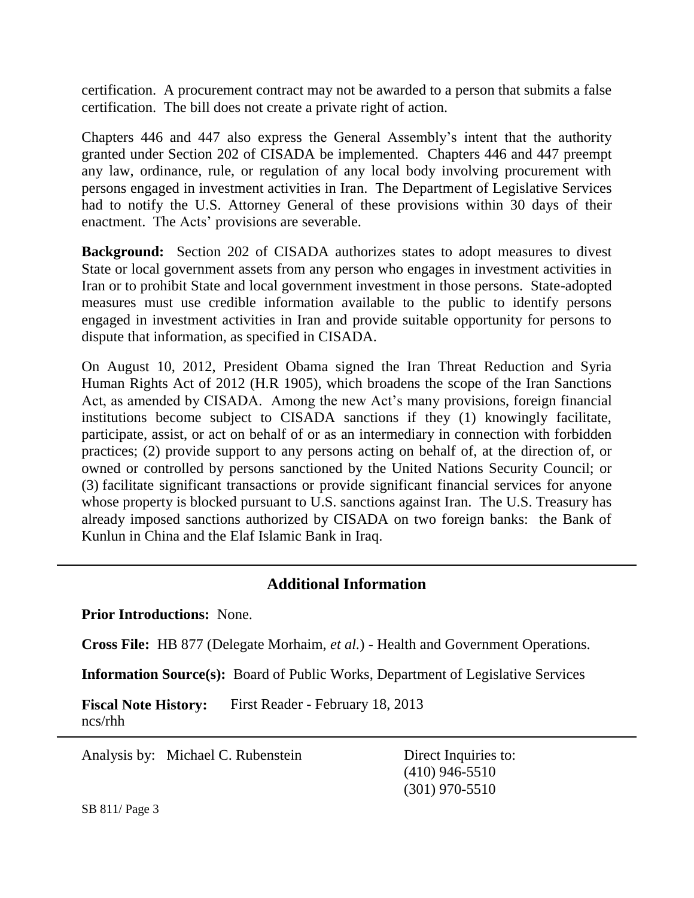certification. A procurement contract may not be awarded to a person that submits a false certification. The bill does not create a private right of action.

Chapters 446 and 447 also express the General Assembly's intent that the authority granted under Section 202 of CISADA be implemented. Chapters 446 and 447 preempt any law, ordinance, rule, or regulation of any local body involving procurement with persons engaged in investment activities in Iran. The Department of Legislative Services had to notify the U.S. Attorney General of these provisions within 30 days of their enactment. The Acts' provisions are severable.

**Background:** Section 202 of CISADA authorizes states to adopt measures to divest State or local government assets from any person who engages in investment activities in Iran or to prohibit State and local government investment in those persons. State-adopted measures must use credible information available to the public to identify persons engaged in investment activities in Iran and provide suitable opportunity for persons to dispute that information, as specified in CISADA.

On August 10, 2012, President Obama signed the Iran Threat Reduction and Syria Human Rights Act of 2012 (H.R 1905), which broadens the scope of the Iran Sanctions Act, as amended by CISADA. Among the new Act's many provisions, foreign financial institutions become subject to CISADA sanctions if they (1) knowingly facilitate, participate, assist, or act on behalf of or as an intermediary in connection with forbidden practices; (2) provide support to any persons acting on behalf of, at the direction of, or owned or controlled by persons sanctioned by the United Nations Security Council; or (3) facilitate significant transactions or provide significant financial services for anyone whose property is blocked pursuant to U.S. sanctions against Iran. The U.S. Treasury has already imposed sanctions authorized by CISADA on two foreign banks: the Bank of Kunlun in China and the Elaf Islamic Bank in Iraq.

## Additional Information

**Prior Introductions:** None.

**Cross File:** HB 877 (Delegate Morhaim, *et al.*) - Health and Government Operations.

**Information Source(s):** Board of Public Works, Department of Legislative Services

**Fiscal Note History:** First Reader - February 18, 2013
ncs/rhh

Analysis by: Michael C. Rubenstein

Direct Inquiries to:
(410) 946-5510
(301) 970-5510